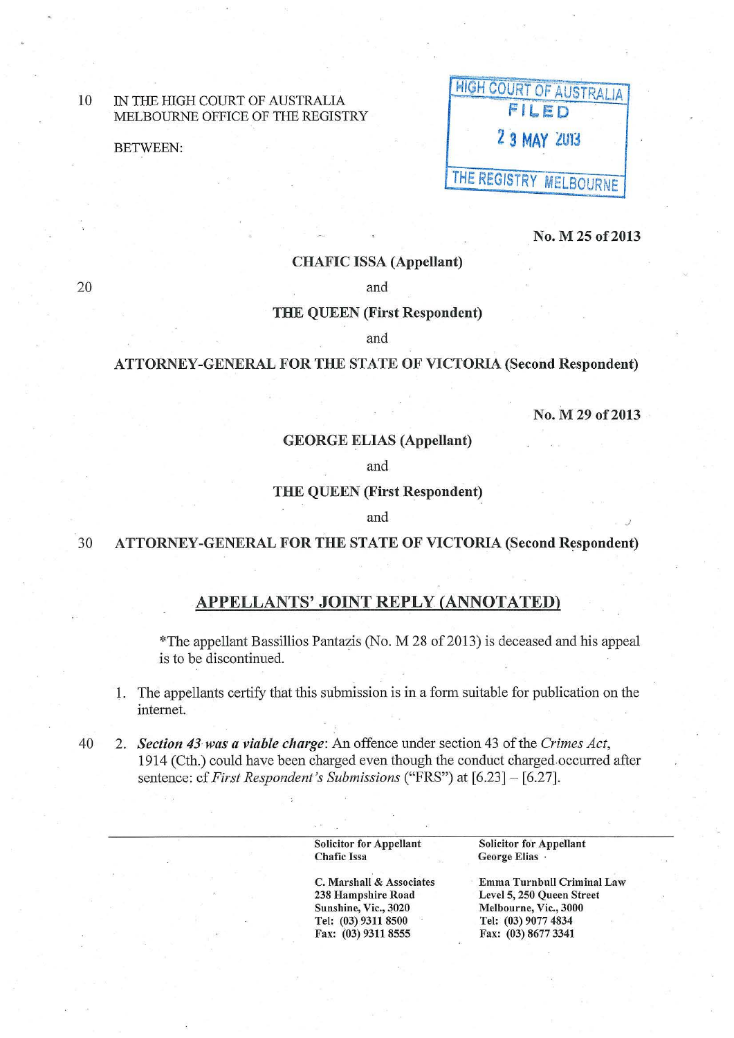IN THE HIGH COURT OF AUSTRALIA
MELBOURNE OFFICE OF THE REGISTRY

BETWEEN:

HIGH COURT OF AUSTRALIA
FILED
23 MAY 2013
THE REGISTRY MELBOURNE

**No. M 25 of 2013**

**CHAFIC ISSA (Appellant)**

and

**THE QUEEN (First Respondent)**

and

**ATTORNEY-GENERAL FOR THE STATE OF VICTORIA (Second Respondent)**

**No. M 29 of 2013**

**GEORGE ELIAS (Appellant)**

and

**THE QUEEN (First Respondent)**

and

**ATTORNEY-GENERAL FOR THE STATE OF VICTORIA (Second Respondent)**

## APPELLANTS' JOINT REPLY (ANNOTATED)

*The appellant Bassillios Pantazis (No. M 28 of 2013) is deceased and his appeal is to be discontinued.

1. The appellants certify that this submission is in a form suitable for publication on the internet.

2. ***Section 43 was a viable charge***: An offence under section 43 of the *Crimes Act*, 1914 (Cth.) could have been charged even though the conduct charged occurred after sentence: cf *First Respondent's Submissions* ("FRS") at [6.23] – [6.27].

---

| **Solicitor for Appellant Chafic Issa** | **Solicitor for Appellant George Elias** |
|---|---|
| **C. Marshall & Associates** | **Emma Turnbull Criminal Law** |
| **238 Hampshire Road** | **Level 5, 250 Queen Street** |
| **Sunshine, Vic., 3020** | **Melbourne, Vic., 3000** |
| **Tel: (03) 9311 8500** | **Tel: (03) 9077 4834** |
| **Fax: (03) 9311 8555** | **Fax: (03) 8677 3341** |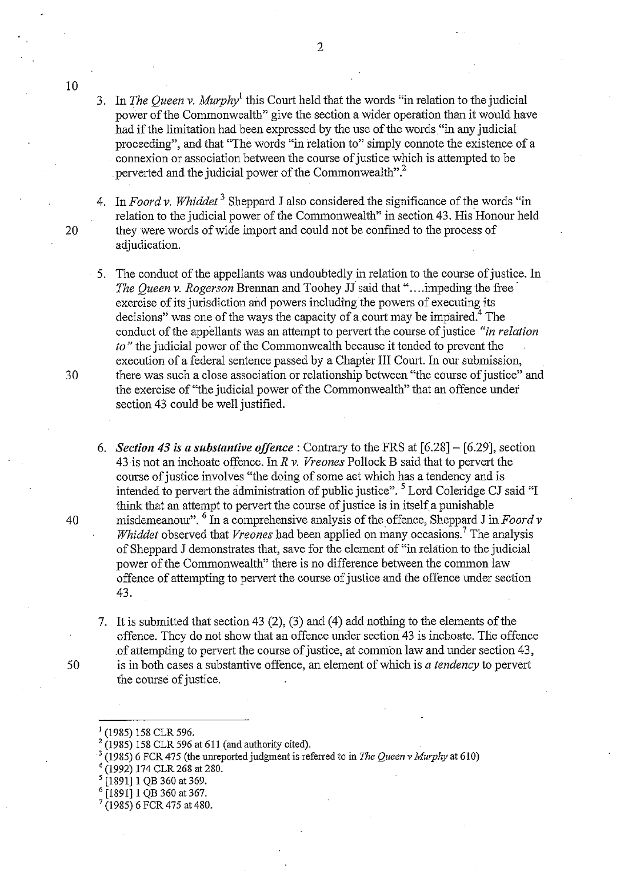3. In *The Queen v. Murphy*[1] this Court held that the words "in relation to the judicial power of the Commonwealth" give the section a wider operation than it would have had if the limitation had been expressed by the use of the words "in any judicial proceeding", and that "The words "in relation to" simply connote the existence of a connexion or association between the course of justice which is attempted to be perverted and the judicial power of the Commonwealth".[2]

4. In *Foord v. Whiddet*[3] Sheppard J also considered the significance of the words "in relation to the judicial power of the Commonwealth" in section 43. His Honour held they were words of wide import and could not be confined to the process of adjudication.

5. The conduct of the appellants was undoubtedly in relation to the course of justice. In *The Queen v. Rogerson* Brennan and Toohey JJ said that "….impeding the free exercise of its jurisdiction and powers including the powers of executing its decisions" was one of the ways the capacity of a court may be impaired.[4] The conduct of the appellants was an attempt to pervert the course of justice *"in relation to"* the judicial power of the Commonwealth because it tended to prevent the execution of a federal sentence passed by a Chapter III Court. In our submission, there was such a close association or relationship between "the course of justice" and the exercise of "the judicial power of the Commonwealth" that an offence under section 43 could be well justified.

6. ***Section 43 is a substantive offence*** : Contrary to the FRS at [6.28] – [6.29], section 43 is not an inchoate offence. In *R v. Vreones* Pollock B said that to pervert the course of justice involves "the doing of some act which has a tendency and is intended to pervert the administration of public justice".[5] Lord Coleridge CJ said "I think that an attempt to pervert the course of justice is in itself a punishable misdemeanour".[6] In a comprehensive analysis of the offence, Sheppard J in *Foord v Whiddet* observed that *Vreones* had been applied on many occasions.[7] The analysis of Sheppard J demonstrates that, save for the element of "in relation to the judicial power of the Commonwealth" there is no difference between the common law offence of attempting to pervert the course of justice and the offence under section 43.

7. It is submitted that section 43 (2), (3) and (4) add nothing to the elements of the offence. They do not show that an offence under section 43 is inchoate. The offence of attempting to pervert the course of justice, at common law and under section 43, is in both cases a substantive offence, an element of which is *a tendency* to pervert the course of justice.

---

[1] (1985) 158 CLR 596.

[2] (1985) 158 CLR 596 at 611 (and authority cited).

[3] (1985) 6 FCR 475 (the unreported judgment is referred to in *The Queen v Murphy* at 610)

[4] (1992) 174 CLR 268 at 280.

[5] [1891] 1 QB 360 at 369.

[6] [1891] 1 QB 360 at 367.

[7] (1985) 6 FCR 475 at 480.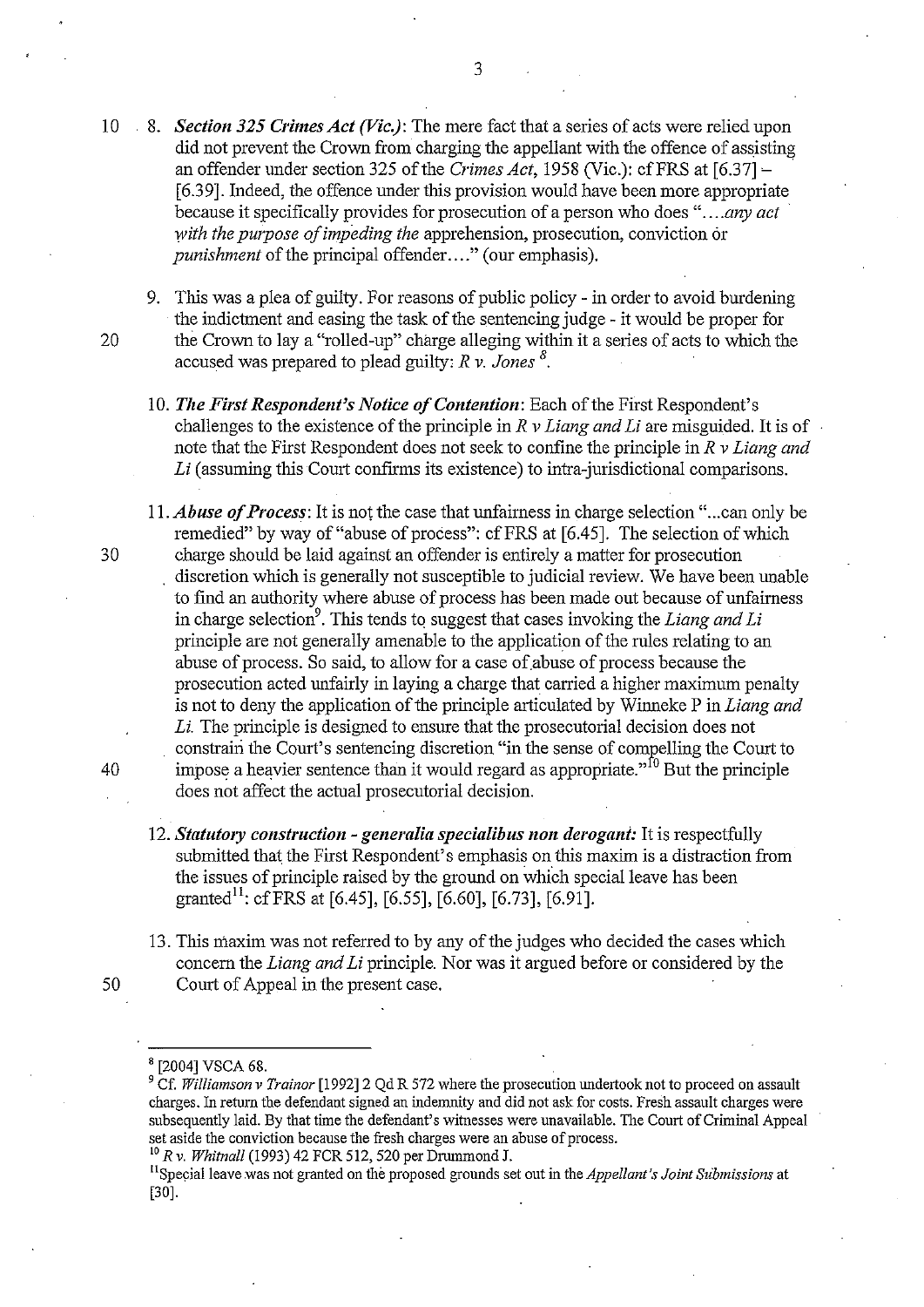8. ***Section 325 Crimes Act (Vic.)***: The mere fact that a series of acts were relied upon did not prevent the Crown from charging the appellant with the offence of assisting an offender under section 325 of the *Crimes Act*, 1958 (Vic.): cf FRS at [6.37] – [6.39]. Indeed, the offence under this provision would have been more appropriate because it specifically provides for prosecution of a person who does "….*any act with the purpose of impeding the* apprehension, prosecution, conviction or *punishment* of the principal offender…." (our emphasis).

9. This was a plea of guilty. For reasons of public policy - in order to avoid burdening the indictment and easing the task of the sentencing judge - it would be proper for the Crown to lay a "rolled-up" charge alleging within it a series of acts to which the accused was prepared to plead guilty: *R v. Jones* [8].

10. ***The First Respondent's Notice of Contention***: Each of the First Respondent's challenges to the existence of the principle in *R v Liang and Li* are misguided. It is of note that the First Respondent does not seek to confine the principle in *R v Liang and Li* (assuming this Court confirms its existence) to intra-jurisdictional comparisons.

11. ***Abuse of Process***: It is not the case that unfairness in charge selection "...can only be remedied" by way of "abuse of process": cf FRS at [6.45]. The selection of which charge should be laid against an offender is entirely a matter for prosecution discretion which is generally not susceptible to judicial review. We have been unable to find an authority where abuse of process has been made out because of unfairness in charge selection[9]. This tends to suggest that cases invoking the *Liang and Li* principle are not generally amenable to the application of the rules relating to an abuse of process. So said, to allow for a case of abuse of process because the prosecution acted unfairly in laying a charge that carried a higher maximum penalty is not to deny the application of the principle articulated by Winneke P in *Liang and Li.* The principle is designed to ensure that the prosecutorial decision does not constrain the Court's sentencing discretion "in the sense of compelling the Court to impose a heavier sentence than it would regard as appropriate."[10] But the principle does not affect the actual prosecutorial decision.

12. ***Statutory construction - generalia specialibus non derogant:*** It is respectfully submitted that the First Respondent's emphasis on this maxim is a distraction from the issues of principle raised by the ground on which special leave has been granted[11]: cf FRS at [6.45], [6.55], [6.60], [6.73], [6.91].

13. This maxim was not referred to by any of the judges who decided the cases which concern the *Liang and Li* principle. Nor was it argued before or considered by the Court of Appeal in the present case.

---

[8] [2004] VSCA 68.

[9] Cf. *Williamson v Trainor* [1992] 2 Qd R 572 where the prosecution undertook not to proceed on assault charges. In return the defendant signed an indemnity and did not ask for costs. Fresh assault charges were subsequently laid. By that time the defendant's witnesses were unavailable. The Court of Criminal Appeal set aside the conviction because the fresh charges were an abuse of process.

[10] *R v. Whitnall* (1993) 42 FCR 512, 520 per Drummond J.

[11] Special leave was not granted on the proposed grounds set out in the *Appellant's Joint Submissions* at [30].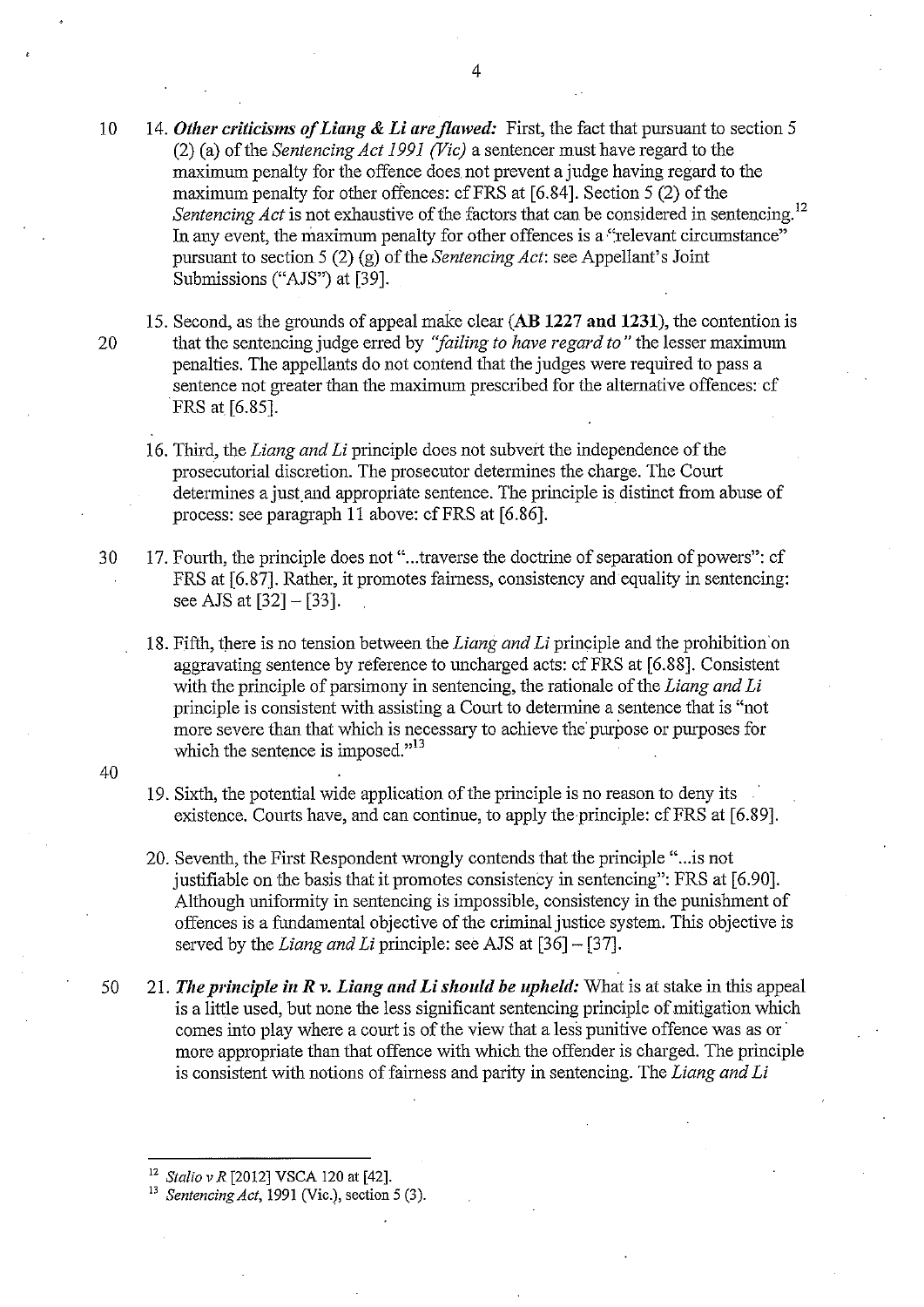14. ***Other criticisms of Liang & Li are flawed:*** First, the fact that pursuant to section 5 (2) (a) of the *Sentencing Act 1991 (Vic)* a sentencer must have regard to the maximum penalty for the offence does not prevent a judge having regard to the maximum penalty for other offences: cf FRS at [6.84]. Section 5 (2) of the *Sentencing Act* is not exhaustive of the factors that can be considered in sentencing.[12] In any event, the maximum penalty for other offences is a "relevant circumstance" pursuant to section 5 (2) (g) of the *Sentencing Act*: see Appellant's Joint Submissions ("AJS") at [39].

15. Second, as the grounds of appeal make clear (**AB 1227 and 1231**), the contention is that the sentencing judge erred by *"failing to have regard to"* the lesser maximum penalties. The appellants do not contend that the judges were required to pass a sentence not greater than the maximum prescribed for the alternative offences: cf FRS at [6.85].

16. Third, the *Liang and Li* principle does not subvert the independence of the prosecutorial discretion. The prosecutor determines the charge. The Court determines a just and appropriate sentence. The principle is distinct from abuse of process: see paragraph 11 above: cf FRS at [6.86].

17. Fourth, the principle does not "...traverse the doctrine of separation of powers": cf FRS at [6.87]. Rather, it promotes fairness, consistency and equality in sentencing: see AJS at [32] – [33].

18. Fifth, there is no tension between the *Liang and Li* principle and the prohibition on aggravating sentence by reference to uncharged acts: cf FRS at [6.88]. Consistent with the principle of parsimony in sentencing, the rationale of the *Liang and Li* principle is consistent with assisting a Court to determine a sentence that is "not more severe than that which is necessary to achieve the purpose or purposes for which the sentence is imposed."[13]

19. Sixth, the potential wide application of the principle is no reason to deny its existence. Courts have, and can continue, to apply the principle: cf FRS at [6.89].

20. Seventh, the First Respondent wrongly contends that the principle "...is not justifiable on the basis that it promotes consistency in sentencing": FRS at [6.90]. Although uniformity in sentencing is impossible, consistency in the punishment of offences is a fundamental objective of the criminal justice system. This objective is served by the *Liang and Li* principle: see AJS at [36] – [37].

21. ***The principle in R v. Liang and Li should be upheld:*** What is at stake in this appeal is a little used, but none the less significant sentencing principle of mitigation which comes into play where a court is of the view that a less punitive offence was as or more appropriate than that offence with which the offender is charged. The principle is consistent with notions of fairness and parity in sentencing. The *Liang and Li*

---

[12] *Stalio v R* [2012] VSCA 120 at [42].

[13] *Sentencing Act*, 1991 (Vic.), section 5 (3).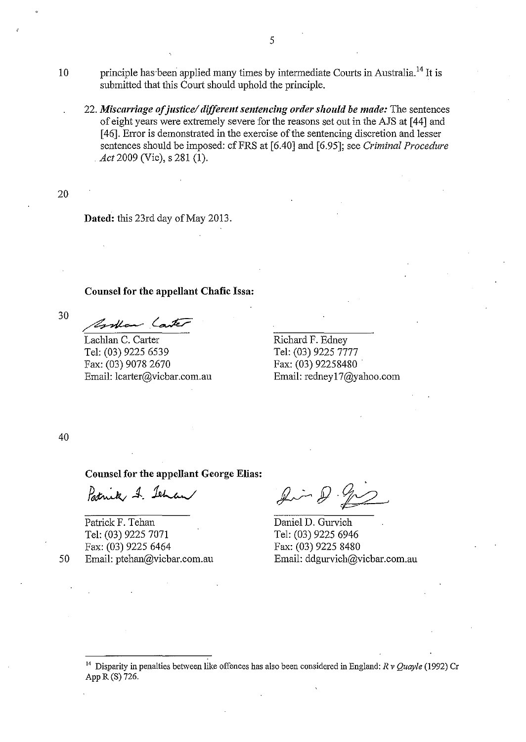principle has been applied many times by intermediate Courts in Australia.[14] It is submitted that this Court should uphold the principle.

22. ***Miscarriage of justice/ different sentencing order should be made:*** The sentences of eight years were extremely severe for the reasons set out in the AJS at [44] and [46]. Error is demonstrated in the exercise of the sentencing discretion and lesser sentences should be imposed: cf FRS at [6.40] and [6.95]; see *Criminal Procedure Act* 2009 (Vic), s 281 (1).

**Dated:** this 23rd day of May 2013.

**Counsel for the appellant Chafic Issa:**

| | |
|---|---|
| Lachlan C. Carter | Richard F. Edney |
| Tel: (03) 9225 6539 | Tel: (03) 9225 7777 |
| Fax: (03) 9078 2670 | Fax: (03) 92258480 |
| Email: lcarter@vicbar.com.au | Email: redney17@yahoo.com |

**Counsel for the appellant George Elias:**

| | |
|---|---|
| Patrick F. Tehan | Daniel D. Gurvich |
| Tel: (03) 9225 7071 | Tel: (03) 9225 6946 |
| Fax: (03) 9225 6464 | Fax: (03) 9225 8480 |
| Email: ptehan@vicbar.com.au | Email: ddgurvich@vicbar.com.au |

---

[14] Disparity in penalties between like offences has also been considered in England: *R v Quayle* (1992) Cr App R (S) 726.